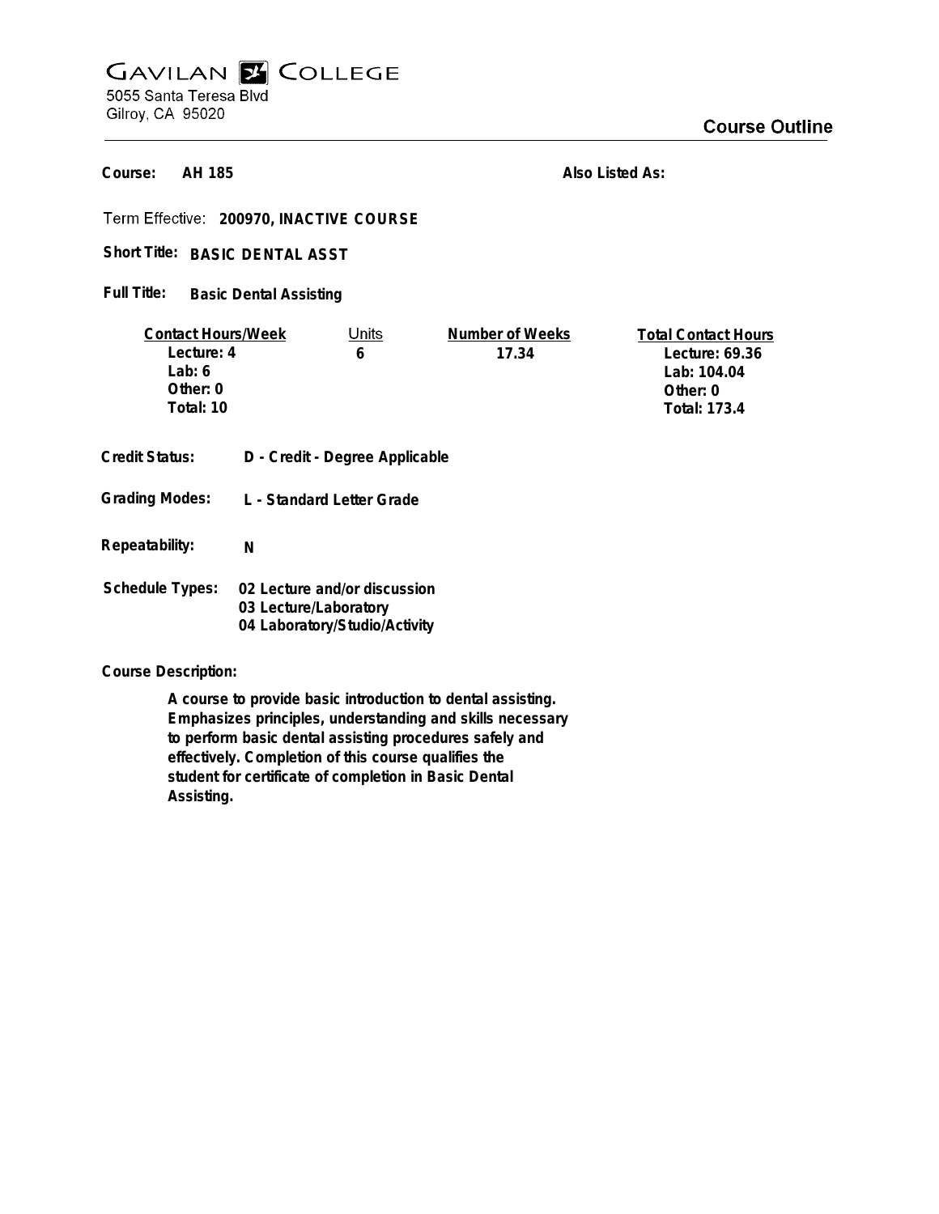# GAVILAN COLLEGE

5055 Santa Teresa Blvd
Gilroy, CA 95020

## Course Outline

**Course:** AH 185

**Also Listed As:**

**Term Effective:** 200970, INACTIVE COURSE

**Short Title:** BASIC DENTAL ASST

**Full Title:** Basic Dental Assisting

| Contact Hours/Week | Units | Number of Weeks | Total Contact Hours |
|---|---|---|---|
| Lecture: 4 | 6 | 17.34 | Lecture: 69.36 |
| Lab: 6 | | | Lab: 104.04 |
| Other: 0 | | | Other: 0 |
| Total: 10 | | | Total: 173.4 |

**Credit Status:** D - Credit - Degree Applicable

**Grading Modes:** L - Standard Letter Grade

**Repeatability:** N

**Schedule Types:**
02 Lecture and/or discussion
03 Lecture/Laboratory
04 Laboratory/Studio/Activity

**Course Description:**

A course to provide basic introduction to dental assisting. Emphasizes principles, understanding and skills necessary to perform basic dental assisting procedures safely and effectively. Completion of this course qualifies the student for certificate of completion in Basic Dental Assisting.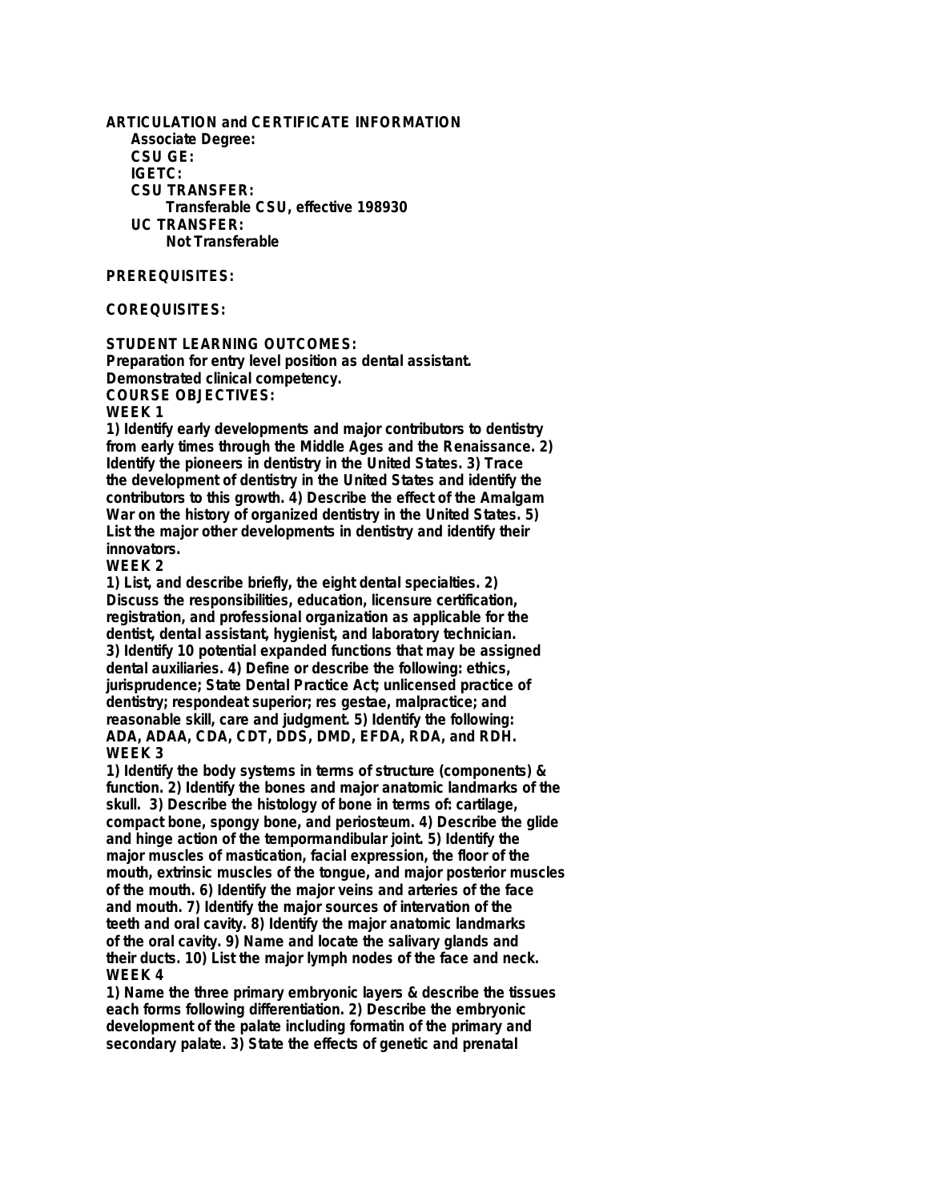**ARTICULATION and CERTIFICATE INFORMATION**

**Associate Degree:**

**CSU GE:**

**IGETC:**

**CSU TRANSFER:**

**Transferable CSU, effective 198930**

**UC TRANSFER:**

**Not Transferable**

**PREREQUISITES:**

**COREQUISITES:**

**STUDENT LEARNING OUTCOMES:**

**Preparation for entry level position as dental assistant.**
**Demonstrated clinical competency.**

**COURSE OBJECTIVES:**

**WEEK 1**

**1) Identify early developments and major contributors to dentistry from early times through the Middle Ages and the Renaissance. 2) Identify the pioneers in dentistry in the United States. 3) Trace the development of dentistry in the United States and identify the contributors to this growth. 4) Describe the effect of the Amalgam War on the history of organized dentistry in the United States. 5) List the major other developments in dentistry and identify their innovators.**

**WEEK 2**

**1) List, and describe briefly, the eight dental specialties. 2) Discuss the responsibilities, education, licensure certification, registration, and professional organization as applicable for the dentist, dental assistant, hygienist, and laboratory technician. 3) Identify 10 potential expanded functions that may be assigned dental auxiliaries. 4) Define or describe the following: ethics, jurisprudence; State Dental Practice Act; unlicensed practice of dentistry; respondeat superior; res gestae, malpractice; and reasonable skill, care and judgment. 5) Identify the following: ADA, ADAA, CDA, CDT, DDS, DMD, EFDA, RDA, and RDH.**

**WEEK 3**

**1) Identify the body systems in terms of structure (components) & function. 2) Identify the bones and major anatomic landmarks of the skull. 3) Describe the histology of bone in terms of: cartilage, compact bone, spongy bone, and periosteum. 4) Describe the glide and hinge action of the tempormandibular joint. 5) Identify the major muscles of mastication, facial expression, the floor of the mouth, extrinsic muscles of the tongue, and major posterior muscles of the mouth. 6) Identify the major veins and arteries of the face and mouth. 7) Identify the major sources of intervation of the teeth and oral cavity. 8) Identify the major anatomic landmarks of the oral cavity. 9) Name and locate the salivary glands and their ducts. 10) List the major lymph nodes of the face and neck.**

**WEEK 4**

**1) Name the three primary embryonic layers & describe the tissues each forms following differentiation. 2) Describe the embryonic development of the palate including formatin of the primary and secondary palate. 3) State the effects of genetic and prenatal**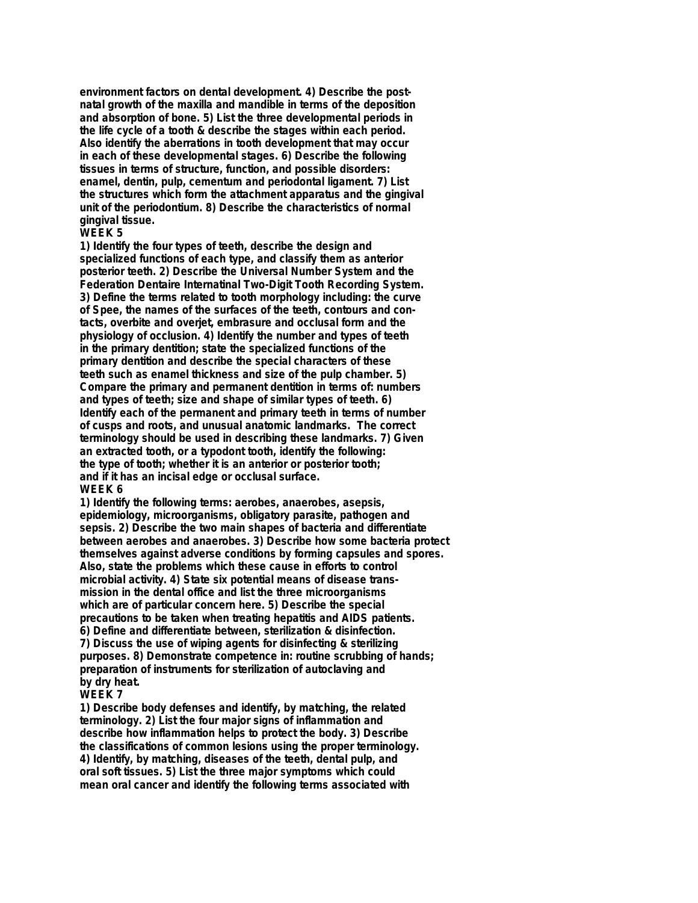environment factors on dental development. 4) Describe the post-natal growth of the maxilla and mandible in terms of the deposition and absorption of bone. 5) List the three developmental periods in the life cycle of a tooth & describe the stages within each period. Also identify the aberrations in tooth development that may occur in each of these developmental stages. 6) Describe the following tissues in terms of structure, function, and possible disorders: enamel, dentin, pulp, cementum and periodontal ligament. 7) List the structures which form the attachment apparatus and the gingival unit of the periodontium. 8) Describe the characteristics of normal gingival tissue.

**WEEK 5**

1) Identify the four types of teeth, describe the design and specialized functions of each type, and classify them as anterior posterior teeth. 2) Describe the Universal Number System and the Federation Dentaire Internatinal Two-Digit Tooth Recording System. 3) Define the terms related to tooth morphology including: the curve of Spee, the names of the surfaces of the teeth, contours and contacts, overbite and overjet, embrasure and occlusal form and the physiology of occlusion. 4) Identify the number and types of teeth in the primary dentition; state the specialized functions of the primary dentition and describe the special characters of these teeth such as enamel thickness and size of the pulp chamber. 5) Compare the primary and permanent dentition in terms of: numbers and types of teeth; size and shape of similar types of teeth. 6) Identify each of the permanent and primary teeth in terms of number of cusps and roots, and unusual anatomic landmarks. The correct terminology should be used in describing these landmarks. 7) Given an extracted tooth, or a typodont tooth, identify the following: the type of tooth; whether it is an anterior or posterior tooth; and if it has an incisal edge or occlusal surface.

**WEEK 6**

1) Identify the following terms: aerobes, anaerobes, asepsis, epidemiology, microorganisms, obligatory parasite, pathogen and sepsis. 2) Describe the two main shapes of bacteria and differentiate between aerobes and anaerobes. 3) Describe how some bacteria protect themselves against adverse conditions by forming capsules and spores. Also, state the problems which these cause in efforts to control microbial activity. 4) State six potential means of disease transmission in the dental office and list the three microorganisms which are of particular concern here. 5) Describe the special precautions to be taken when treating hepatitis and AIDS patients. 6) Define and differentiate between, sterilization & disinfection. 7) Discuss the use of wiping agents for disinfecting & sterilizing purposes. 8) Demonstrate competence in: routine scrubbing of hands; preparation of instruments for sterilization of autoclaving and by dry heat.

**WEEK 7**

1) Describe body defenses and identify, by matching, the related terminology. 2) List the four major signs of inflammation and describe how inflammation helps to protect the body. 3) Describe the classifications of common lesions using the proper terminology. 4) Identify, by matching, diseases of the teeth, dental pulp, and oral soft tissues. 5) List the three major symptoms which could mean oral cancer and identify the following terms associated with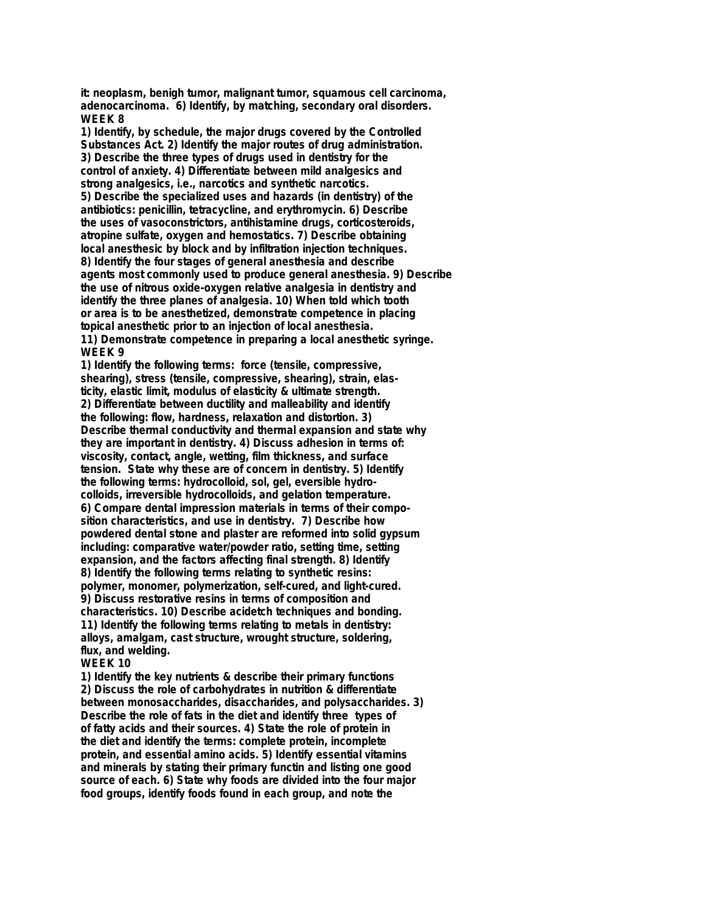it: neoplasm, benigh tumor, malignant tumor, squamous cell carcinoma, adenocarcinoma. 6) Identify, by matching, secondary oral disorders.

**WEEK 8**

1) Identify, by schedule, the major drugs covered by the Controlled Substances Act. 2) Identify the major routes of drug administration. 3) Describe the three types of drugs used in dentistry for the control of anxiety. 4) Differentiate between mild analgesics and strong analgesics, i.e., narcotics and synthetic narcotics. 5) Describe the specialized uses and hazards (in dentistry) of the antibiotics: penicillin, tetracycline, and erythromycin. 6) Describe the uses of vasoconstrictors, antihistamine drugs, corticosteroids, atropine sulfate, oxygen and hemostatics. 7) Describe obtaining local anesthesic by block and by infiltration injection techniques. 8) Identify the four stages of general anesthesia and describe agents most commonly used to produce general anesthesia. 9) Describe the use of nitrous oxide-oxygen relative analgesia in dentistry and identify the three planes of analgesia. 10) When told which tooth or area is to be anesthetized, demonstrate competence in placing topical anesthetic prior to an injection of local anesthesia. 11) Demonstrate competence in preparing a local anesthetic syringe.

**WEEK 9**

1) Identify the following terms: force (tensile, compressive, shearing), stress (tensile, compressive, shearing), strain, elasticity, elastic limit, modulus of elasticity & ultimate strength. 2) Differentiate between ductility and malleability and identify the following: flow, hardness, relaxation and distortion. 3) Describe thermal conductivity and thermal expansion and state why they are important in dentistry. 4) Discuss adhesion in terms of: viscosity, contact, angle, wetting, film thickness, and surface tension. State why these are of concern in dentistry. 5) Identify the following terms: hydrocolloid, sol, gel, eversible hydrocolloids, irreversible hydrocolloids, and gelation temperature. 6) Compare dental impression materials in terms of their composition characteristics, and use in dentistry. 7) Describe how powdered dental stone and plaster are reformed into solid gypsum including: comparative water/powder ratio, setting time, setting expansion, and the factors affecting final strength. 8) Identify 8) Identify the following terms relating to synthetic resins: polymer, monomer, polymerization, self-cured, and light-cured. 9) Discuss restorative resins in terms of composition and characteristics. 10) Describe acidetch techniques and bonding. 11) Identify the following terms relating to metals in dentistry: alloys, amalgam, cast structure, wrought structure, soldering, flux, and welding.

**WEEK 10**

1) Identify the key nutrients & describe their primary functions 2) Discuss the role of carbohydrates in nutrition & differentiate between monosaccharides, disaccharides, and polysaccharides. 3) Describe the role of fats in the diet and identify three types of of fatty acids and their sources. 4) State the role of protein in the diet and identify the terms: complete protein, incomplete protein, and essential amino acids. 5) Identify essential vitamins and minerals by stating their primary functin and listing one good source of each. 6) State why foods are divided into the four major food groups, identify foods found in each group, and note the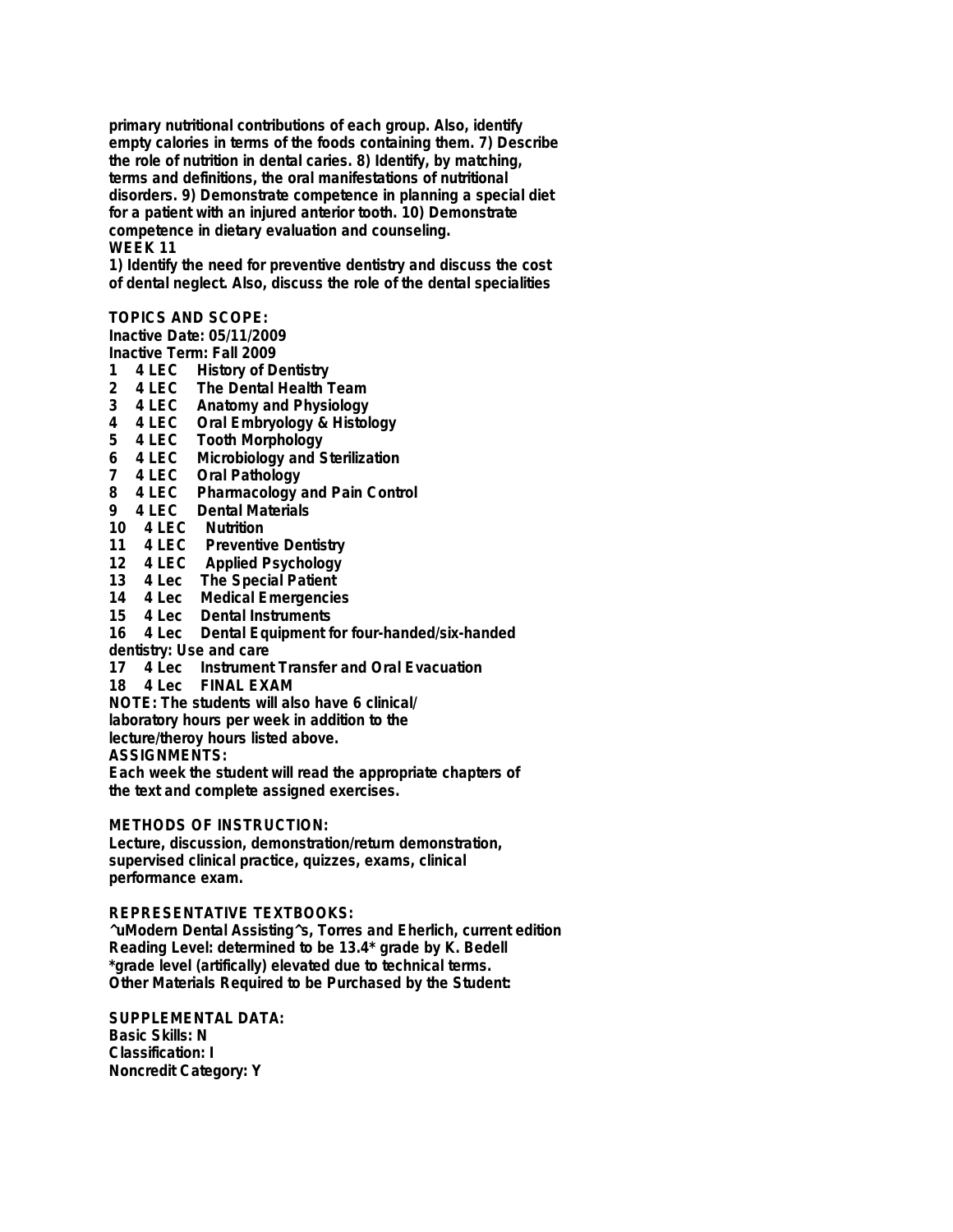primary nutritional contributions of each group. Also, identify empty calories in terms of the foods containing them. 7) Describe the role of nutrition in dental caries. 8) Identify, by matching, terms and definitions, the oral manifestations of nutritional disorders. 9) Demonstrate competence in planning a special diet for a patient with an injured anterior tooth. 10) Demonstrate competence in dietary evaluation and counseling.

**WEEK 11**

1) Identify the need for preventive dentistry and discuss the cost of dental neglect. Also, discuss the role of the dental specialities

**TOPICS AND SCOPE:**

Inactive Date: 05/11/2009
Inactive Term: Fall 2009

1 4 LEC History of Dentistry
2 4 LEC The Dental Health Team
3 4 LEC Anatomy and Physiology
4 4 LEC Oral Embryology & Histology
5 4 LEC Tooth Morphology
6 4 LEC Microbiology and Sterilization
7 4 LEC Oral Pathology
8 4 LEC Pharmacology and Pain Control
9 4 LEC Dental Materials
10 4 LEC Nutrition
11 4 LEC Preventive Dentistry
12 4 LEC Applied Psychology
13 4 Lec The Special Patient
14 4 Lec Medical Emergencies
15 4 Lec Dental Instruments
16 4 Lec Dental Equipment for four-handed/six-handed dentistry: Use and care
17 4 Lec Instrument Transfer and Oral Evacuation
18 4 Lec FINAL EXAM

NOTE: The students will also have 6 clinical/ laboratory hours per week in addition to the lecture/theroy hours listed above.

**ASSIGNMENTS:**

Each week the student will read the appropriate chapters of the text and complete assigned exercises.

**METHODS OF INSTRUCTION:**

Lecture, discussion, demonstration/return demonstration, supervised clinical practice, quizzes, exams, clinical performance exam.

**REPRESENTATIVE TEXTBOOKS:**

^uModern Dental Assisting^s, Torres and Eherlich, current edition
Reading Level: determined to be 13.4* grade by K. Bedell
*grade level (artifically) elevated due to technical terms.
Other Materials Required to be Purchased by the Student:

**SUPPLEMENTAL DATA:**

Basic Skills: N
Classification: I
Noncredit Category: Y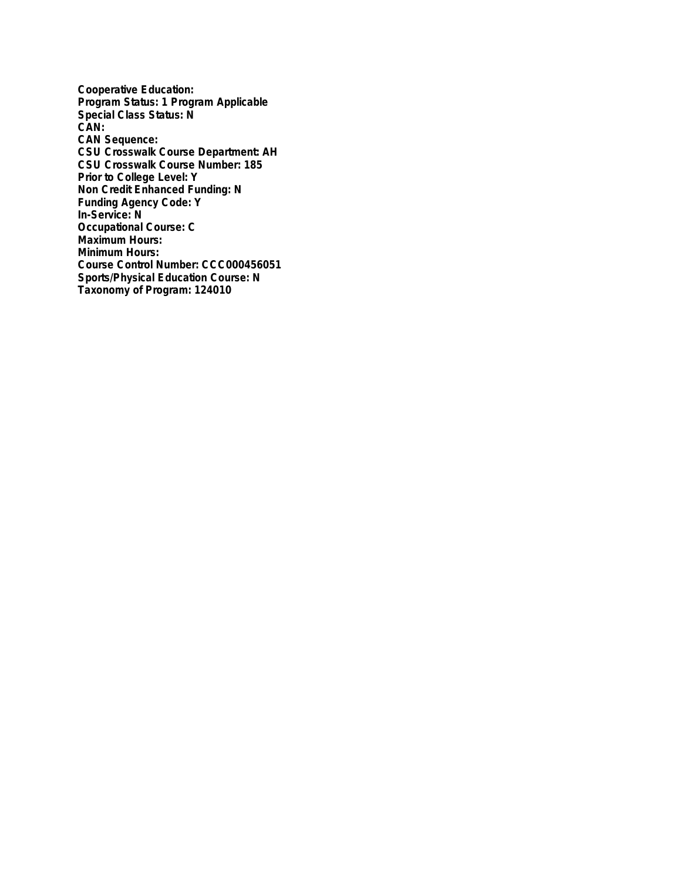**Cooperative Education:**
**Program Status: 1 Program Applicable**
**Special Class Status: N**
**CAN:**
**CAN Sequence:**
**CSU Crosswalk Course Department: AH**
**CSU Crosswalk Course Number: 185**
**Prior to College Level: Y**
**Non Credit Enhanced Funding: N**
**Funding Agency Code: Y**
**In-Service: N**
**Occupational Course: C**
**Maximum Hours:**
**Minimum Hours:**
**Course Control Number: CCC000456051**
**Sports/Physical Education Course: N**
**Taxonomy of Program: 124010**